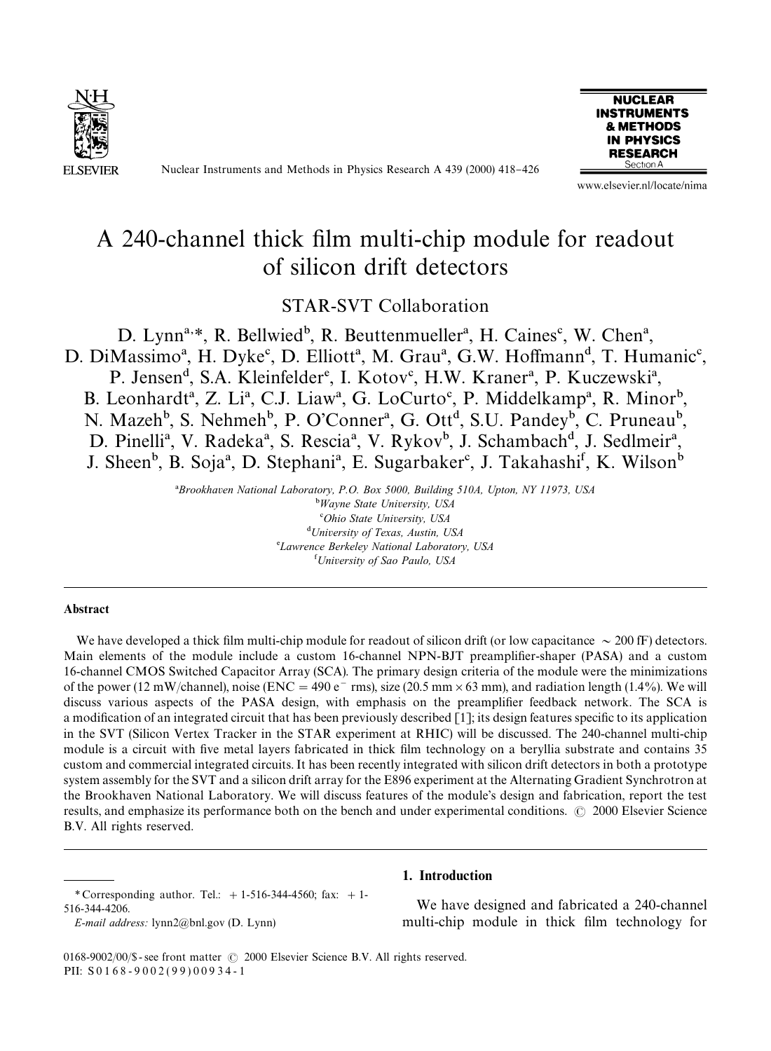# A 240-channel thick film multi-chip module for readout of silicon drift detectors

STAR-SVT Collaboration

D. Lynn[a,*], R. Bellwied[b], R. Beuttenmueller[a], H. Caines[c], W. Chen[a], D. DiMassimo[a], H. Dyke[c], D. Elliott[a], M. Grau[a], G.W. Hoffmann[d], T. Humanic[c], P. Jensen[d], S.A. Kleinfelder[e], I. Kotov[c], H.W. Kraner[a], P. Kuczewski[a], B. Leonhardt[a], Z. Li[a], C.J. Liaw[a], G. LoCurto[c], P. Middelkamp[a], R. Minor[b], N. Mazeh[b], S. Nehmeh[b], P. O'Conner[a], G. Ott[d], S.U. Pandey[b], C. Pruneau[b], D. Pinelli[a], V. Radeka[a], S. Rescia[a], V. Rykov[b], J. Schambach[d], J. Sedlmeir[a], J. Sheen[b], B. Soja[a], D. Stephani[a], E. Sugarbaker[c], J. Takahashi[f], K. Wilson[b]

[a] *Brookhaven National Laboratory, P.O. Box 5000, Building 510A, Upton, NY 11973, USA*
[b] *Wayne State University, USA*
[c] *Ohio State University, USA*
[d] *University of Texas, Austin, USA*
[e] *Lawrence Berkeley National Laboratory, USA*
[f] *University of Sao Paulo, USA*

## Abstract

We have developed a thick film multi-chip module for readout of silicon drift (or low capacitance $\sim 200$ fF) detectors. Main elements of the module include a custom 16-channel NPN-BJT preamplifier-shaper (PASA) and a custom 16-channel CMOS Switched Capacitor Array (SCA). The primary design criteria of the module were the minimizations of the power (12 mW/channel), noise (ENC = 490 $e^-$ rms), size (20.5 mm $\times$ 63 mm), and radiation length (1.4%). We will discuss various aspects of the PASA design, with emphasis on the preamplifier feedback network. The SCA is a modification of an integrated circuit that has been previously described [1]; its design features specific to its application in the SVT (Silicon Vertex Tracker in the STAR experiment at RHIC) will be discussed. The 240-channel multi-chip module is a circuit with five metal layers fabricated in thick film technology on a beryllia substrate and contains 35 custom and commercial integrated circuits. It has been recently integrated with silicon drift detectors in both a prototype system assembly for the SVT and a silicon drift array for the E896 experiment at the Alternating Gradient Synchrotron at the Brookhaven National Laboratory. We will discuss features of the module's design and fabrication, report the test results, and emphasize its performance both on the bench and under experimental conditions. © 2000 Elsevier Science B.V. All rights reserved.

## 1. Introduction

We have designed and fabricated a 240-channel multi-chip module in thick film technology for

\* Corresponding author. Tel.: +1-516-344-4560; fax: +1-516-344-4206.
*E-mail address:* lynn2@bnl.gov (D. Lynn)

0168-9002/00/$ - see front matter © 2000 Elsevier Science B.V. All rights reserved.
PII: S0168-9002(99)00934-1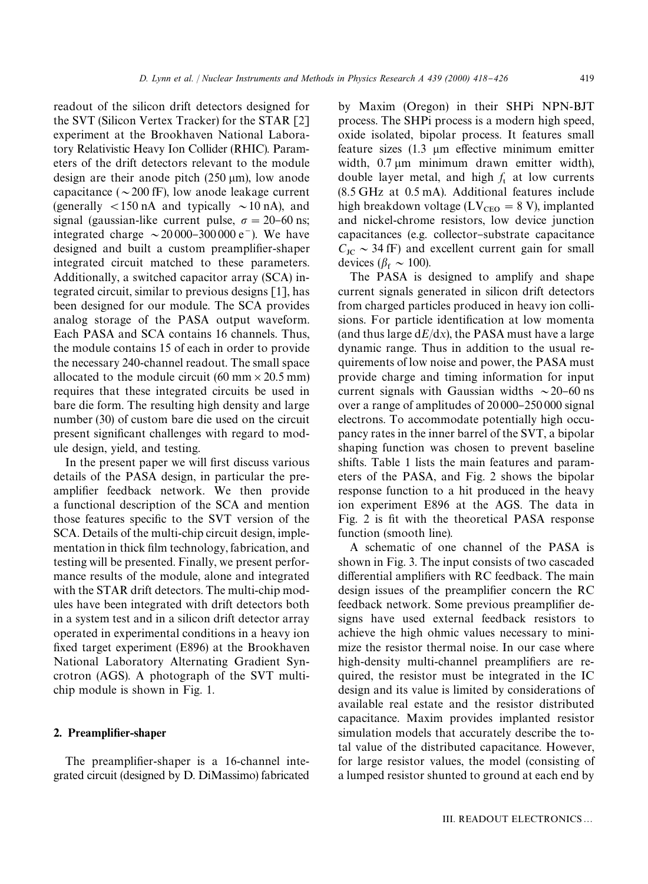readout of the silicon drift detectors designed for the SVT (Silicon Vertex Tracker) for the STAR [2] experiment at the Brookhaven National Laboratory Relativistic Heavy Ion Collider (RHIC). Parameters of the drift detectors relevant to the module design are their anode pitch (250 μm), low anode capacitance ($\sim$200 fF), low anode leakage current (generally $<$150 nA and typically $\sim$10 nA), and signal (gaussian-like current pulse, $\sigma = 20$–60 ns; integrated charge $\sim$20 000–300 000 $e^-$). We have designed and built a custom preamplifier-shaper integrated circuit matched to these parameters. Additionally, a switched capacitor array (SCA) integrated circuit, similar to previous designs [1], has been designed for our module. The SCA provides analog storage of the PASA output waveform. Each PASA and SCA contains 16 channels. Thus, the module contains 15 of each in order to provide the necessary 240-channel readout. The small space allocated to the module circuit (60 mm × 20.5 mm) requires that these integrated circuits be used in bare die form. The resulting high density and large number (30) of custom bare die used on the circuit present significant challenges with regard to module design, yield, and testing.

In the present paper we will first discuss various details of the PASA design, in particular the preamplifier feedback network. We then provide a functional description of the SCA and mention those features specific to the SVT version of the SCA. Details of the multi-chip circuit design, implementation in thick film technology, fabrication, and testing will be presented. Finally, we present performance results of the module, alone and integrated with the STAR drift detectors. The multi-chip modules have been integrated with drift detectors both in a system test and in a silicon drift detector array operated in experimental conditions in a heavy ion fixed target experiment (E896) at the Brookhaven National Laboratory Alternating Gradient Syncrotron (AGS). A photograph of the SVT multi-chip module is shown in Fig. 1.

## 2. Preamplifier-shaper

The preamplifier-shaper is a 16-channel integrated circuit (designed by D. DiMassimo) fabricated by Maxim (Oregon) in their SHPi NPN-BJT process. The SHPi process is a modern high speed, oxide isolated, bipolar process. It features small feature sizes (1.3 μm effective minimum emitter width, 0.7 μm minimum drawn emitter width), double layer metal, and high $f_t$ at low currents (8.5 GHz at 0.5 mA). Additional features include high breakdown voltage ($LV_{CEO} = 8$ V), implanted and nickel-chrome resistors, low device junction capacitances (e.g. collector–substrate capacitance $C_{JC} \sim 34$ fF) and excellent current gain for small devices ($\beta_f \sim 100$).

The PASA is designed to amplify and shape current signals generated in silicon drift detectors from charged particles produced in heavy ion collisions. For particle identification at low momenta (and thus large $dE/dx$), the PASA must have a large dynamic range. Thus in addition to the usual requirements of low noise and power, the PASA must provide charge and timing information for input current signals with Gaussian widths $\sim$20–60 ns over a range of amplitudes of 20 000–250 000 signal electrons. To accommodate potentially high occupancy rates in the inner barrel of the SVT, a bipolar shaping function was chosen to prevent baseline shifts. Table 1 lists the main features and parameters of the PASA, and Fig. 2 shows the bipolar response function to a hit produced in the heavy ion experiment E896 at the AGS. The data in Fig. 2 is fit with the theoretical PASA response function (smooth line).

A schematic of one channel of the PASA is shown in Fig. 3. The input consists of two cascaded differential amplifiers with RC feedback. The main design issues of the preamplifier concern the RC feedback network. Some previous preamplifier designs have used external feedback resistors to achieve the high ohmic values necessary to minimize the resistor thermal noise. In our case where high-density multi-channel preamplifiers are required, the resistor must be integrated in the IC design and its value is limited by considerations of available real estate and the resistor distributed capacitance. Maxim provides implanted resistor simulation models that accurately describe the total value of the distributed capacitance. However, for large resistor values, the model (consisting of a lumped resistor shunted to ground at each end by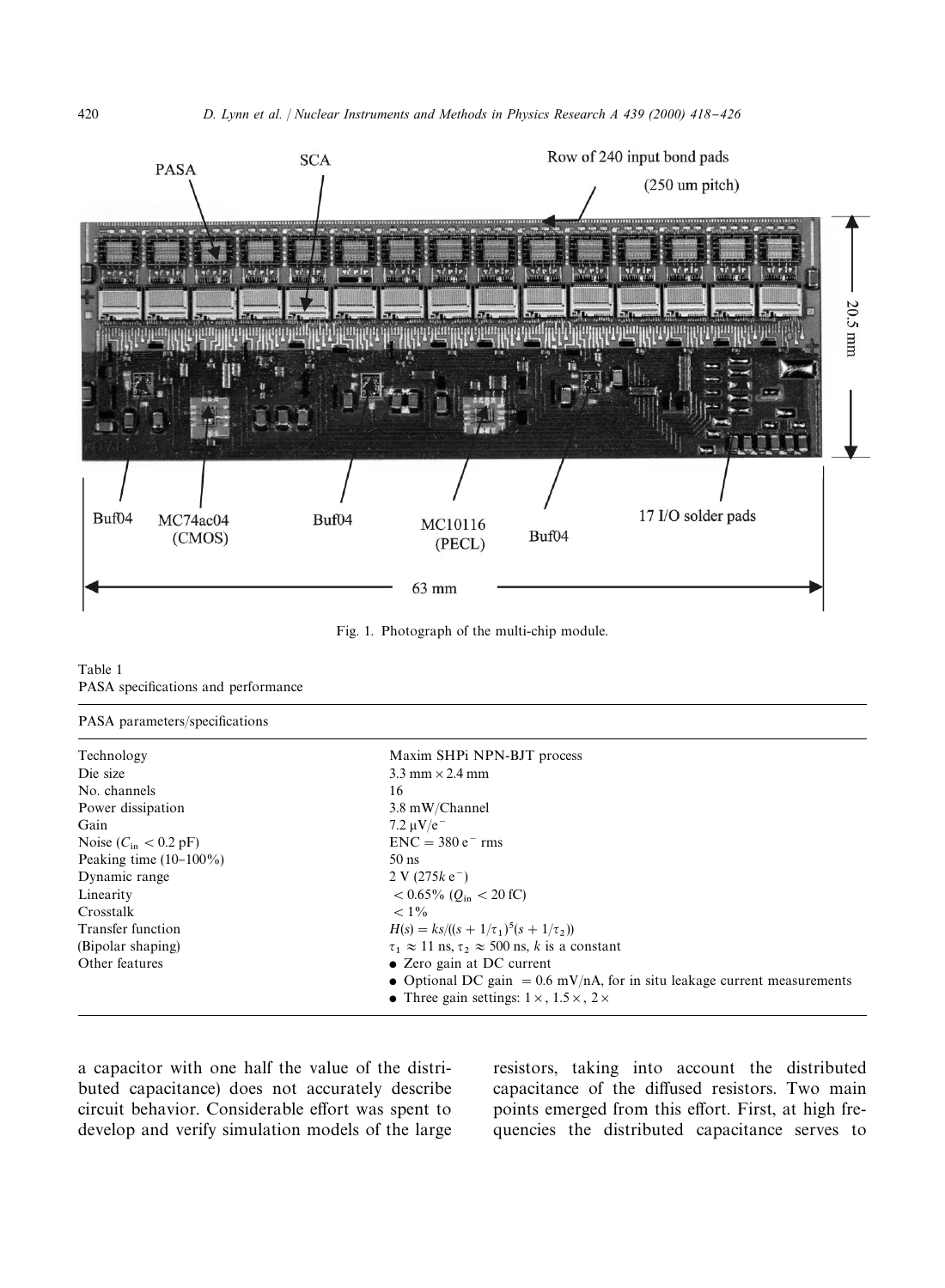Fig. 1. Photograph of the multi-chip module.

Table 1
PASA specifications and performance

| PASA parameters/specifications | |
|---|---|
| Technology | Maxim SHPi NPN-BJT process |
| Die size | 3.3 mm × 2.4 mm |
| No. channels | 16 |
| Power dissipation | 3.8 mW/Channel |
| Gain | 7.2 μV/e$^-$ |
| Noise ($C_{in}$ < 0.2 pF) | ENC = 380 e$^-$ rms |
| Peaking time (10–100%) | 50 ns |
| Dynamic range | 2 V (275k e$^-$) |
| Linearity | < 0.65% ($Q_{in}$ < 20 fC) |
| Crosstalk | < 1% |
| Transfer function | $H(s) = ks/((s + 1/\tau_1)^5(s + 1/\tau_2))$ |
| (Bipolar shaping) | $\tau_1 \approx 11$ ns, $\tau_2 \approx 500$ ns, $k$ is a constant |
| Other features | • Zero gain at DC current |
| | • Optional DC gain = 0.6 mV/nA, for in situ leakage current measurements |
| | • Three gain settings: 1×, 1.5×, 2× |

a capacitor with one half the value of the distributed capacitance) does not accurately describe circuit behavior. Considerable effort was spent to develop and verify simulation models of the large resistors, taking into account the distributed capacitance of the diffused resistors. Two main points emerged from this effort. First, at high frequencies the distributed capacitance serves to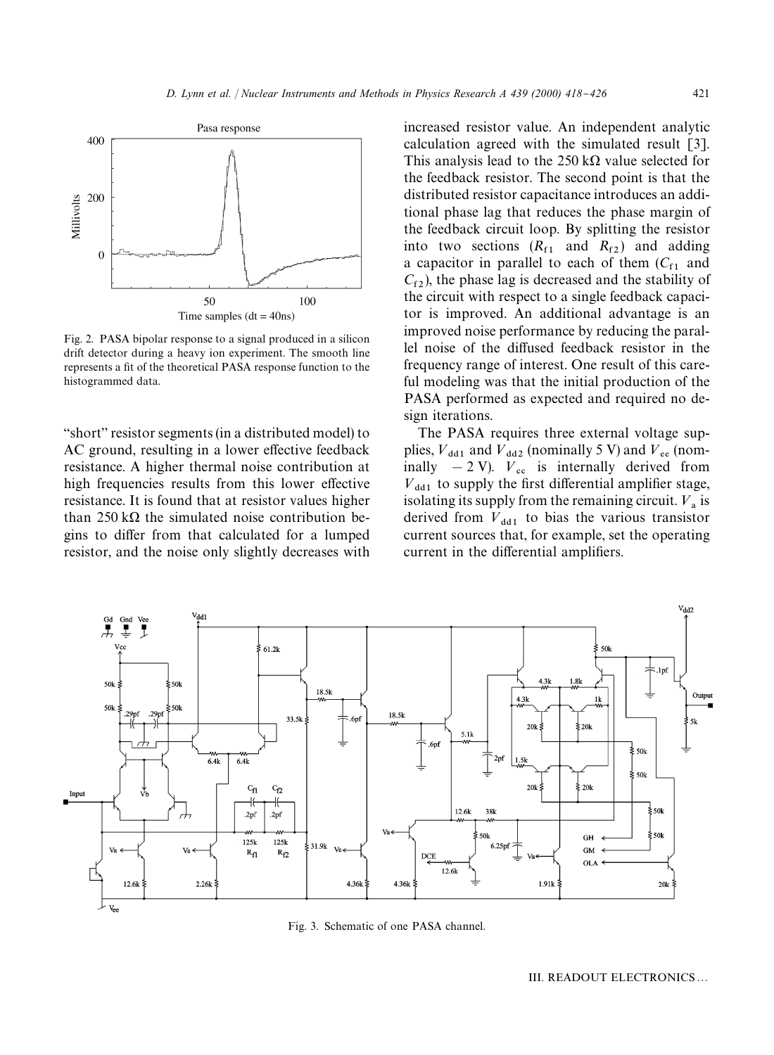Fig. 2. PASA bipolar response to a signal produced in a silicon drift detector during a heavy ion experiment. The smooth line represents a fit of the theoretical PASA response function to the histogrammed data.

"short" resistor segments (in a distributed model) to AC ground, resulting in a lower effective feedback resistance. A higher thermal noise contribution at high frequencies results from this lower effective resistance. It is found that at resistor values higher than 250 kΩ the simulated noise contribution begins to differ from that calculated for a lumped resistor, and the noise only slightly decreases with increased resistor value. An independent analytic calculation agreed with the simulated result [3]. This analysis lead to the 250 kΩ value selected for the feedback resistor. The second point is that the distributed resistor capacitance introduces an additional phase lag that reduces the phase margin of the feedback circuit loop. By splitting the resistor into two sections ($R_{f1}$ and $R_{f2}$) and adding a capacitor in parallel to each of them ($C_{f1}$ and $C_{f2}$), the phase lag is decreased and the stability of the circuit with respect to a single feedback capacitor is improved. An additional advantage is an improved noise performance by reducing the parallel noise of the diffused feedback resistor in the frequency range of interest. One result of this careful modeling was that the initial production of the PASA performed as expected and required no design iterations.

The PASA requires three external voltage supplies, $V_{dd1}$ and $V_{dd2}$ (nominally 5 V) and $V_{ee}$ (nominally −2 V). $V_{cc}$ is internally derived from $V_{dd1}$ to supply the first differential amplifier stage, isolating its supply from the remaining circuit. $V_a$ is derived from $V_{dd1}$ to bias the various transistor current sources that, for example, set the operating current in the differential amplifiers.

Fig. 3. Schematic of one PASA channel.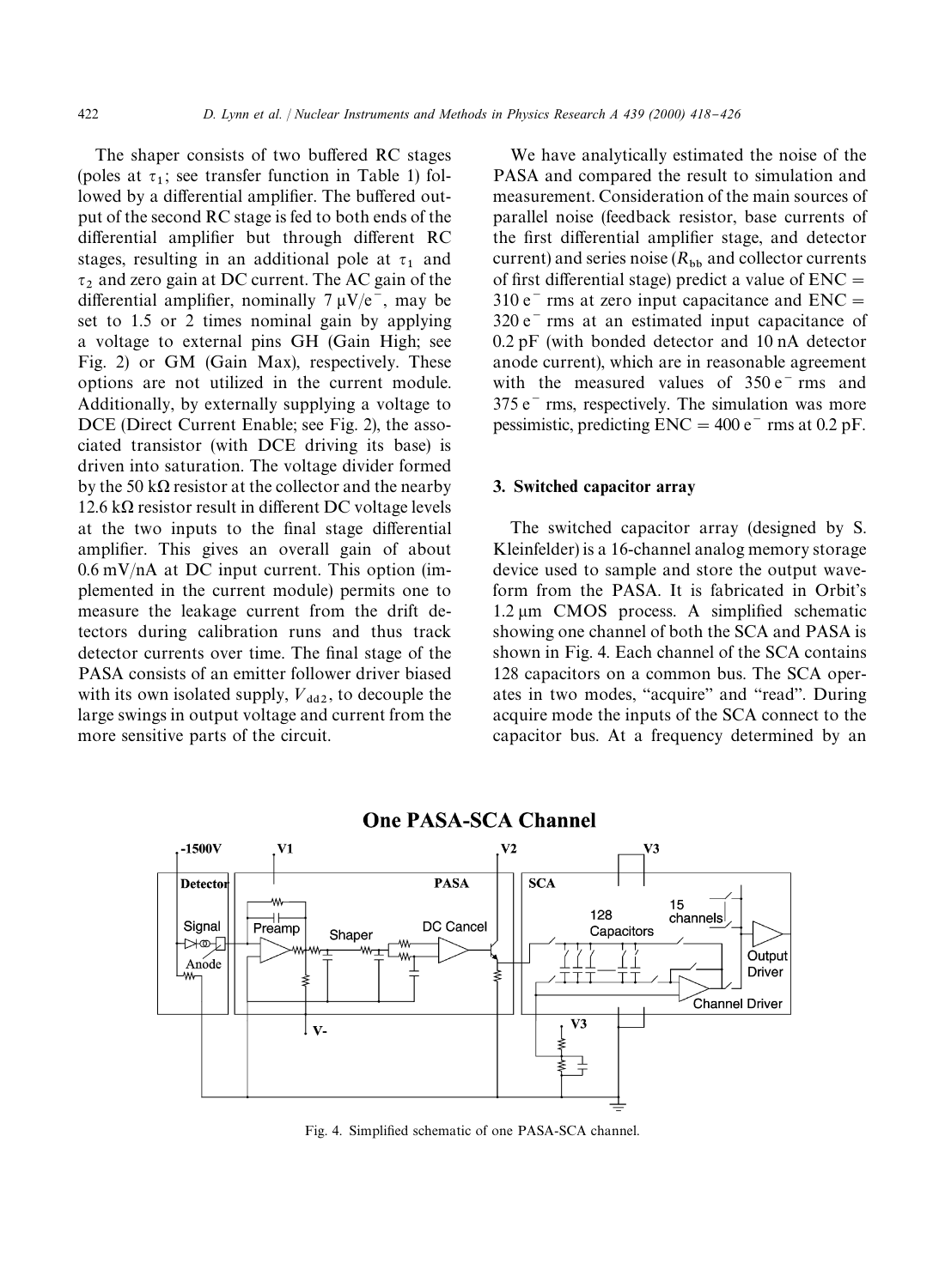The shaper consists of two buffered RC stages (poles at $\tau_1$; see transfer function in Table 1) followed by a differential amplifier. The buffered output of the second RC stage is fed to both ends of the differential amplifier but through different RC stages, resulting in an additional pole at $\tau_1$ and $\tau_2$ and zero gain at DC current. The AC gain of the differential amplifier, nominally $7\,\mu V/e^-$, may be set to 1.5 or 2 times nominal gain by applying a voltage to external pins GH (Gain High; see Fig. 2) or GM (Gain Max), respectively. These options are not utilized in the current module. Additionally, by externally supplying a voltage to DCE (Direct Current Enable; see Fig. 2), the associated transistor (with DCE driving its base) is driven into saturation. The voltage divider formed by the $50\,k\Omega$ resistor at the collector and the nearby $12.6\,k\Omega$ resistor result in different DC voltage levels at the two inputs to the final stage differential amplifier. This gives an overall gain of about $0.6\,mV/nA$ at DC input current. This option (implemented in the current module) permits one to measure the leakage current from the drift detectors during calibration runs and thus track detector currents over time. The final stage of the PASA consists of an emitter follower driver biased with its own isolated supply, $V_{dd2}$, to decouple the large swings in output voltage and current from the more sensitive parts of the circuit.

We have analytically estimated the noise of the PASA and compared the result to simulation and measurement. Consideration of the main sources of parallel noise (feedback resistor, base currents of the first differential amplifier stage, and detector current) and series noise ($R_{bb}$ and collector currents of first differential stage) predict a value of ENC = $310\,e^-$ rms at zero input capacitance and ENC = $320\,e^-$ rms at an estimated input capacitance of 0.2 pF (with bonded detector and 10 nA detector anode current), which are in reasonable agreement with the measured values of $350\,e^-$ rms and $375\,e^-$ rms, respectively. The simulation was more pessimistic, predicting ENC = $400\,e^-$ rms at 0.2 pF.

## 3. Switched capacitor array

The switched capacitor array (designed by S. Kleinfelder) is a 16-channel analog memory storage device used to sample and store the output waveform from the PASA. It is fabricated in Orbit's $1.2\,\mu m$ CMOS process. A simplified schematic showing one channel of both the SCA and PASA is shown in Fig. 4. Each channel of the SCA contains 128 capacitors on a common bus. The SCA operates in two modes, "acquire" and "read". During acquire mode the inputs of the SCA connect to the capacitor bus. At a frequency determined by an

Fig. 4. Simplified schematic of one PASA-SCA channel.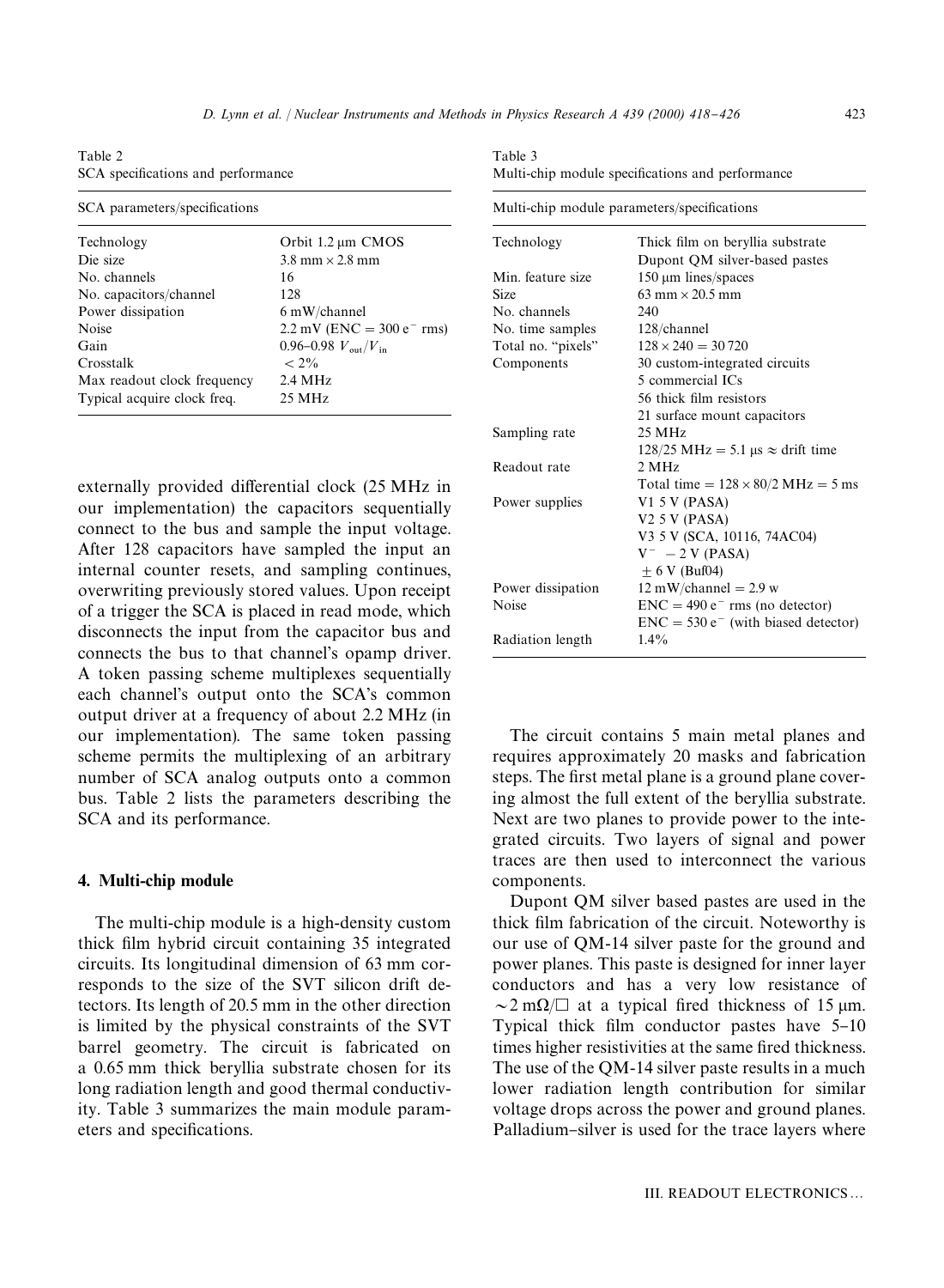Table 2
SCA specifications and performance

| SCA parameters/specifications | |
|---|---|
| Technology | Orbit 1.2 μm CMOS |
| Die size | 3.8 mm × 2.8 mm |
| No. channels | 16 |
| No. capacitors/channel | 128 |
| Power dissipation | 6 mW/channel |
| Noise | 2.2 mV (ENC = 300 $e^-$ rms) |
| Gain | 0.96–0.98 $V_{out}/V_{in}$ |
| Crosstalk | < 2% |
| Max readout clock frequency | 2.4 MHz |
| Typical acquire clock freq. | 25 MHz |

externally provided differential clock (25 MHz in our implementation) the capacitors sequentially connect to the bus and sample the input voltage. After 128 capacitors have sampled the input an internal counter resets, and sampling continues, overwriting previously stored values. Upon receipt of a trigger the SCA is placed in read mode, which disconnects the input from the capacitor bus and connects the bus to that channel's opamp driver. A token passing scheme multiplexes sequentially each channel's output onto the SCA's common output driver at a frequency of about 2.2 MHz (in our implementation). The same token passing scheme permits the multiplexing of an arbitrary number of SCA analog outputs onto a common bus. Table 2 lists the parameters describing the SCA and its performance.

## 4. Multi-chip module

The multi-chip module is a high-density custom thick film hybrid circuit containing 35 integrated circuits. Its longitudinal dimension of 63 mm corresponds to the size of the SVT silicon drift detectors. Its length of 20.5 mm in the other direction is limited by the physical constraints of the SVT barrel geometry. The circuit is fabricated on a 0.65 mm thick beryllia substrate chosen for its long radiation length and good thermal conductivity. Table 3 summarizes the main module parameters and specifications.

Table 3
Multi-chip module specifications and performance

| Multi-chip module parameters/specifications | |
|---|---|
| Technology | Thick film on beryllia substrate |
| | Dupont QM silver-based pastes |
| Min. feature size | 150 μm lines/spaces |
| Size | 63 mm × 20.5 mm |
| No. channels | 240 |
| No. time samples | 128/channel |
| Total no. "pixels" | 128 × 240 = 30 720 |
| Components | 30 custom-integrated circuits |
| | 5 commercial ICs |
| | 56 thick film resistors |
| | 21 surface mount capacitors |
| Sampling rate | 25 MHz |
| | 128/25 MHz = 5.1 μs ≈ drift time |
| Readout rate | 2 MHz |
| | Total time = 128 × 80/2 MHz = 5 ms |
| Power supplies | V1 5 V (PASA) |
| | V2 5 V (PASA) |
| | V3 5 V (SCA, 10116, 74AC04) |
| | $V^-$ −2 V (PASA) |
| | ± 6 V (Buf04) |
| Power dissipation | 12 mW/channel = 2.9 w |
| Noise | ENC = 490 $e^-$ rms (no detector) |
| | ENC = 530 $e^-$ (with biased detector) |
| Radiation length | 1.4% |

The circuit contains 5 main metal planes and requires approximately 20 masks and fabrication steps. The first metal plane is a ground plane covering almost the full extent of the beryllia substrate. Next are two planes to provide power to the integrated circuits. Two layers of signal and power traces are then used to interconnect the various components.

Dupont QM silver based pastes are used in the thick film fabrication of the circuit. Noteworthy is our use of QM-14 silver paste for the ground and power planes. This paste is designed for inner layer conductors and has a very low resistance of ~2 mΩ/□ at a typical fired thickness of 15 μm. Typical thick film conductor pastes have 5–10 times higher resistivities at the same fired thickness. The use of the QM-14 silver paste results in a much lower radiation length contribution for similar voltage drops across the power and ground planes. Palladium–silver is used for the trace layers where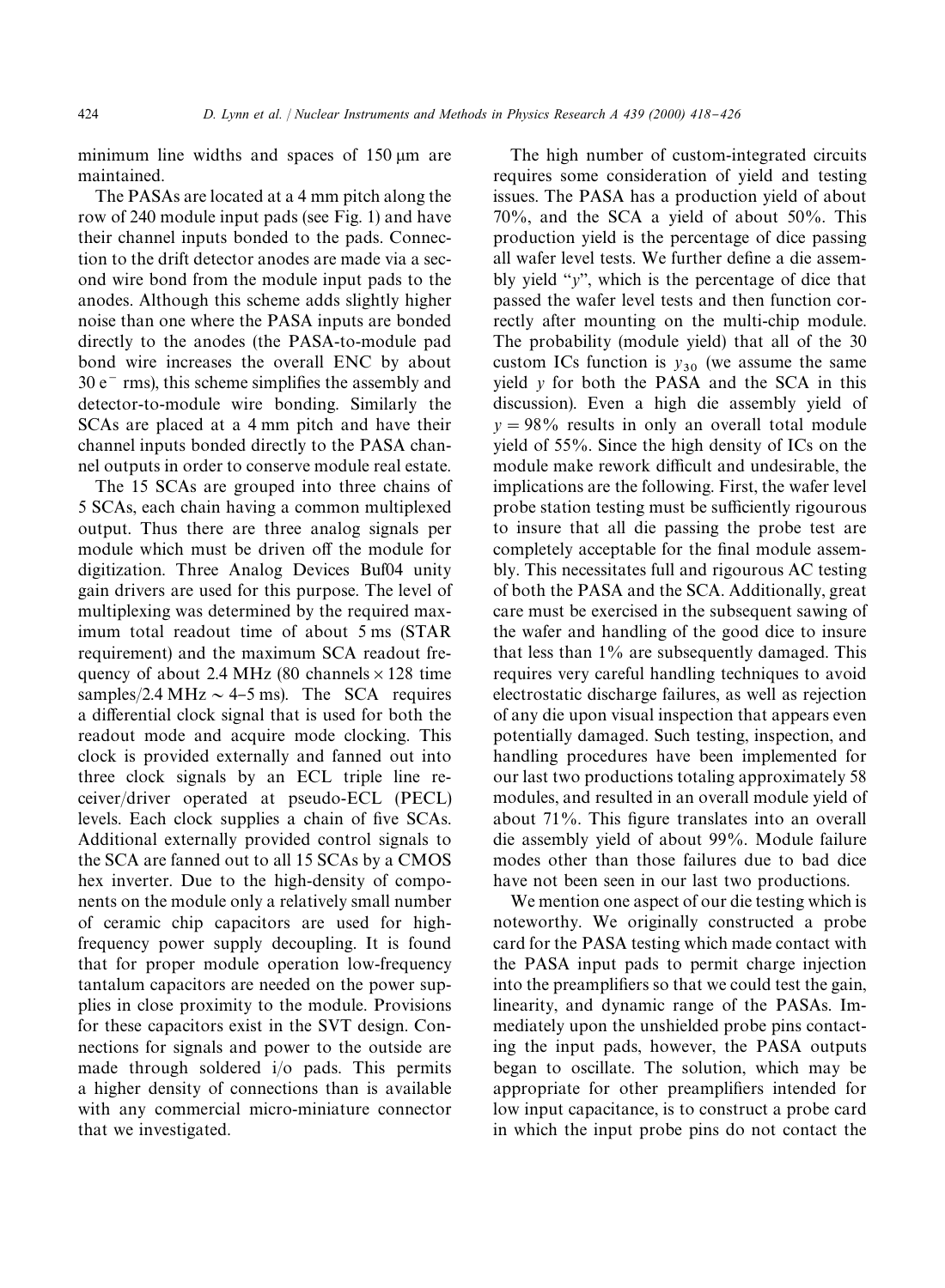minimum line widths and spaces of 150 μm are maintained.

The PASAs are located at a 4 mm pitch along the row of 240 module input pads (see Fig. 1) and have their channel inputs bonded to the pads. Connection to the drift detector anodes are made via a second wire bond from the module input pads to the anodes. Although this scheme adds slightly higher noise than one where the PASA inputs are bonded directly to the anodes (the PASA-to-module pad bond wire increases the overall ENC by about $30\ e^-$ rms), this scheme simplifies the assembly and detector-to-module wire bonding. Similarly the SCAs are placed at a 4 mm pitch and have their channel inputs bonded directly to the PASA channel outputs in order to conserve module real estate.

The 15 SCAs are grouped into three chains of 5 SCAs, each chain having a common multiplexed output. Thus there are three analog signals per module which must be driven off the module for digitization. Three Analog Devices Buf04 unity gain drivers are used for this purpose. The level of multiplexing was determined by the required maximum total readout time of about 5 ms (STAR requirement) and the maximum SCA readout frequency of about 2.4 MHz (80 channels $\times$ 128 time samples/2.4 MHz $\sim$ 4–5 ms). The SCA requires a differential clock signal that is used for both the readout mode and acquire mode clocking. This clock is provided externally and fanned out into three clock signals by an ECL triple line receiver/driver operated at pseudo-ECL (PECL) levels. Each clock supplies a chain of five SCAs. Additional externally provided control signals to the SCA are fanned out to all 15 SCAs by a CMOS hex inverter. Due to the high-density of components on the module only a relatively small number of ceramic chip capacitors are used for high-frequency power supply decoupling. It is found that for proper module operation low-frequency tantalum capacitors are needed on the power supplies in close proximity to the module. Provisions for these capacitors exist in the SVT design. Connections for signals and power to the outside are made through soldered i/o pads. This permits a higher density of connections than is available with any commercial micro-miniature connector that we investigated.

The high number of custom-integrated circuits requires some consideration of yield and testing issues. The PASA has a production yield of about 70%, and the SCA a yield of about 50%. This production yield is the percentage of dice passing all wafer level tests. We further define a die assembly yield "$y$", which is the percentage of dice that passed the wafer level tests and then function correctly after mounting on the multi-chip module. The probability (module yield) that all of the 30 custom ICs function is $y_{30}$ (we assume the same yield $y$ for both the PASA and the SCA in this discussion). Even a high die assembly yield of $y = 98\%$ results in only an overall total module yield of 55%. Since the high density of ICs on the module make rework difficult and undesirable, the implications are the following. First, the wafer level probe station testing must be sufficiently rigourous to insure that all die passing the probe test are completely acceptable for the final module assembly. This necessitates full and rigourous AC testing of both the PASA and the SCA. Additionally, great care must be exercised in the subsequent sawing of the wafer and handling of the good dice to insure that less than 1% are subsequently damaged. This requires very careful handling techniques to avoid electrostatic discharge failures, as well as rejection of any die upon visual inspection that appears even potentially damaged. Such testing, inspection, and handling procedures have been implemented for our last two productions totaling approximately 58 modules, and resulted in an overall module yield of about 71%. This figure translates into an overall die assembly yield of about 99%. Module failure modes other than those failures due to bad dice have not been seen in our last two productions.

We mention one aspect of our die testing which is noteworthy. We originally constructed a probe card for the PASA testing which made contact with the PASA input pads to permit charge injection into the preamplifiers so that we could test the gain, linearity, and dynamic range of the PASAs. Immediately upon the unshielded probe pins contacting the input pads, however, the PASA outputs began to oscillate. The solution, which may be appropriate for other preamplifiers intended for low input capacitance, is to construct a probe card in which the input probe pins do not contact the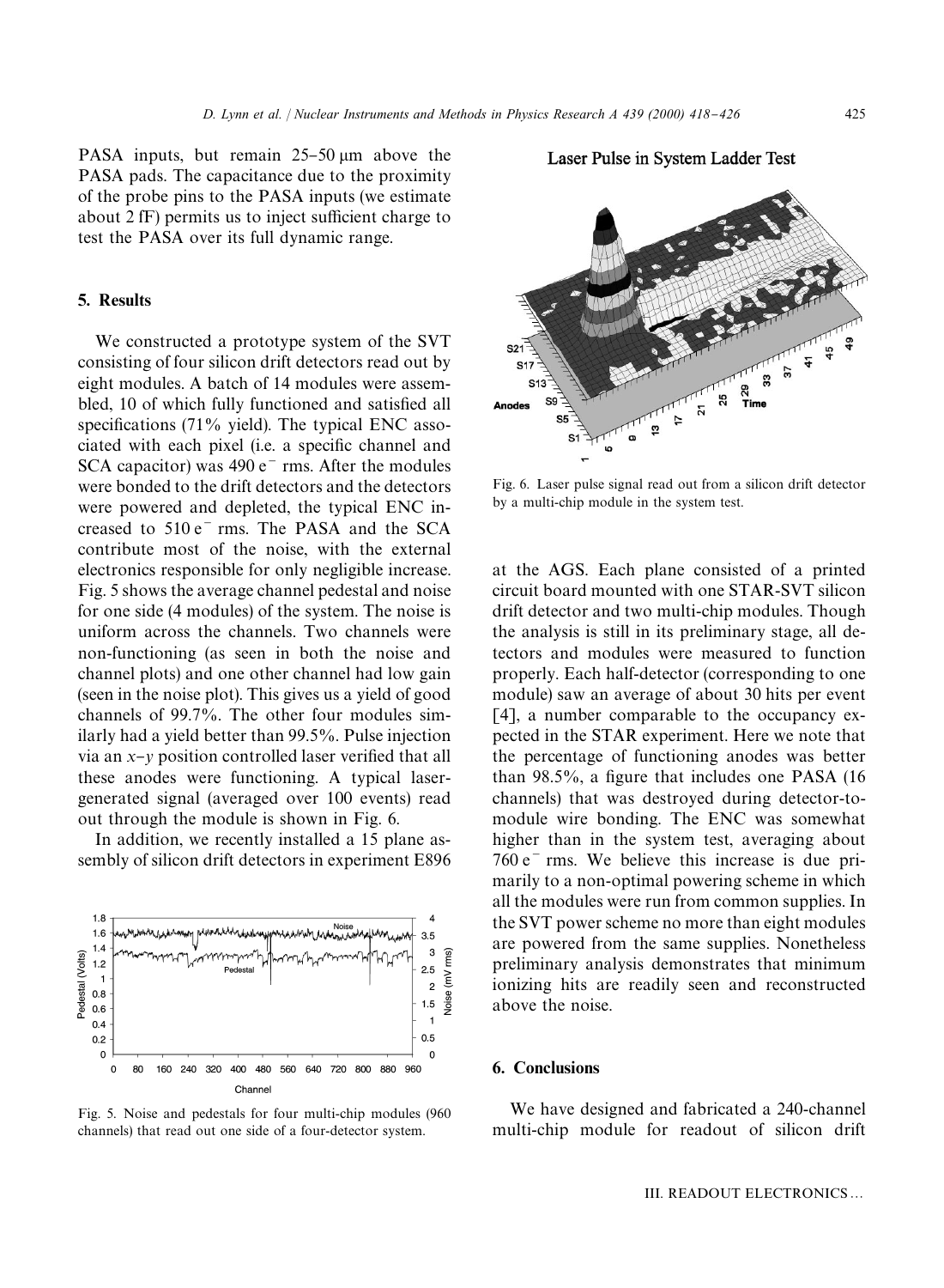PASA inputs, but remain 25–50 μm above the PASA pads. The capacitance due to the proximity of the probe pins to the PASA inputs (we estimate about 2 fF) permits us to inject sufficient charge to test the PASA over its full dynamic range.

## 5. Results

We constructed a prototype system of the SVT consisting of four silicon drift detectors read out by eight modules. A batch of 14 modules were assembled, 10 of which fully functioned and satisfied all specifications (71% yield). The typical ENC associated with each pixel (i.e. a specific channel and SCA capacitor) was 490 $e^-$ rms. After the modules were bonded to the drift detectors and the detectors were powered and depleted, the typical ENC increased to 510 $e^-$ rms. The PASA and the SCA contribute most of the noise, with the external electronics responsible for only negligible increase. Fig. 5 shows the average channel pedestal and noise for one side (4 modules) of the system. The noise is uniform across the channels. Two channels were non-functioning (as seen in both the noise and channel plots) and one other channel had low gain (seen in the noise plot). This gives us a yield of good channels of 99.7%. The other four modules similarly had a yield better than 99.5%. Pulse injection via an $x$–$y$ position controlled laser verified that all these anodes were functioning. A typical laser-generated signal (averaged over 100 events) read out through the module is shown in Fig. 6.

In addition, we recently installed a 15 plane assembly of silicon drift detectors in experiment E896 at the AGS. Each plane consisted of a printed circuit board mounted with one STAR-SVT silicon drift detector and two multi-chip modules. Though the analysis is still in its preliminary stage, all detectors and modules were measured to function properly. Each half-detector (corresponding to one module) saw an average of about 30 hits per event [4], a number comparable to the occupancy expected in the STAR experiment. Here we note that the percentage of functioning anodes was better than 98.5%, a figure that includes one PASA (16 channels) that was destroyed during detector-to-module wire bonding. The ENC was somewhat higher than in the system test, averaging about 760 $e^-$ rms. We believe this increase is due primarily to a non-optimal powering scheme in which all the modules were run from common supplies. In the SVT power scheme no more than eight modules are powered from the same supplies. Nonetheless preliminary analysis demonstrates that minimum ionizing hits are readily seen and reconstructed above the noise.

Fig. 5. Noise and pedestals for four multi-chip modules (960 channels) that read out one side of a four-detector system.

Fig. 6. Laser pulse signal read out from a silicon drift detector by a multi-chip module in the system test.

## 6. Conclusions

We have designed and fabricated a 240-channel multi-chip module for readout of silicon drift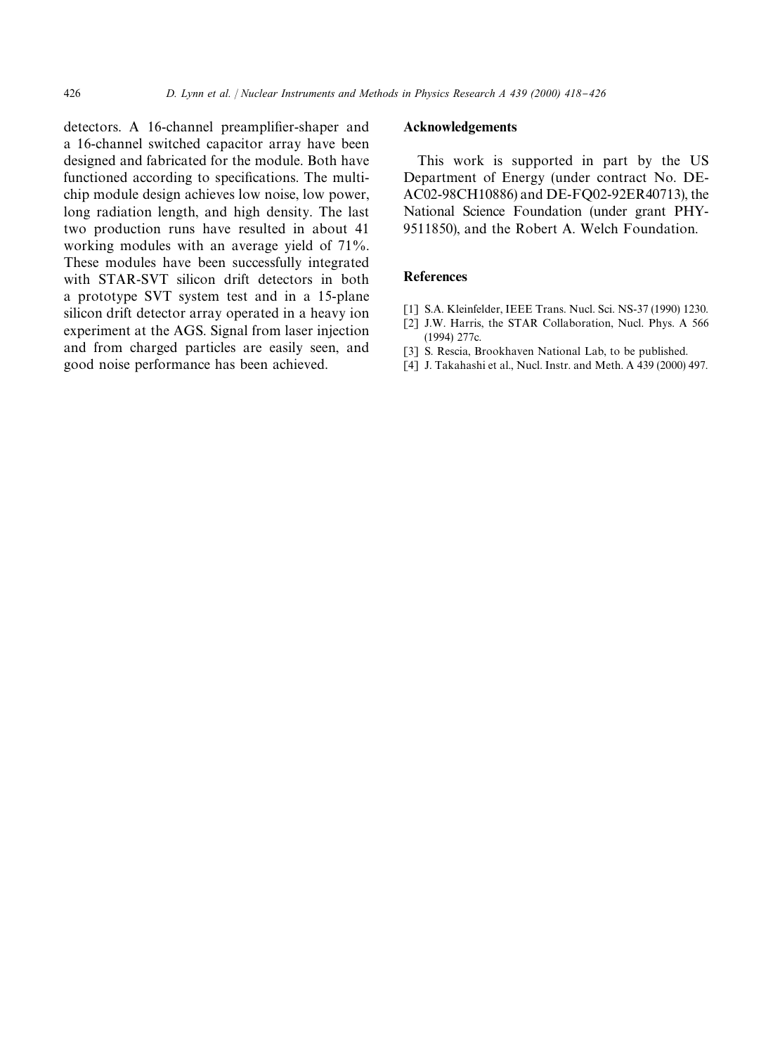detectors. A 16-channel preamplifier-shaper and a 16-channel switched capacitor array have been designed and fabricated for the module. Both have functioned according to specifications. The multichip module design achieves low noise, low power, long radiation length, and high density. The last two production runs have resulted in about 41 working modules with an average yield of 71%. These modules have been successfully integrated with STAR-SVT silicon drift detectors in both a prototype SVT system test and in a 15-plane silicon drift detector array operated in a heavy ion experiment at the AGS. Signal from laser injection and from charged particles are easily seen, and good noise performance has been achieved.

## Acknowledgements

This work is supported in part by the US Department of Energy (under contract No. DE-AC02-98CH10886) and DE-FQ02-92ER40713), the National Science Foundation (under grant PHY-9511850), and the Robert A. Welch Foundation.

## References

[1] S.A. Kleinfelder, IEEE Trans. Nucl. Sci. NS-37 (1990) 1230.

[2] J.W. Harris, the STAR Collaboration, Nucl. Phys. A 566 (1994) 277c.

[3] S. Rescia, Brookhaven National Lab, to be published.

[4] J. Takahashi et al., Nucl. Instr. and Meth. A 439 (2000) 497.